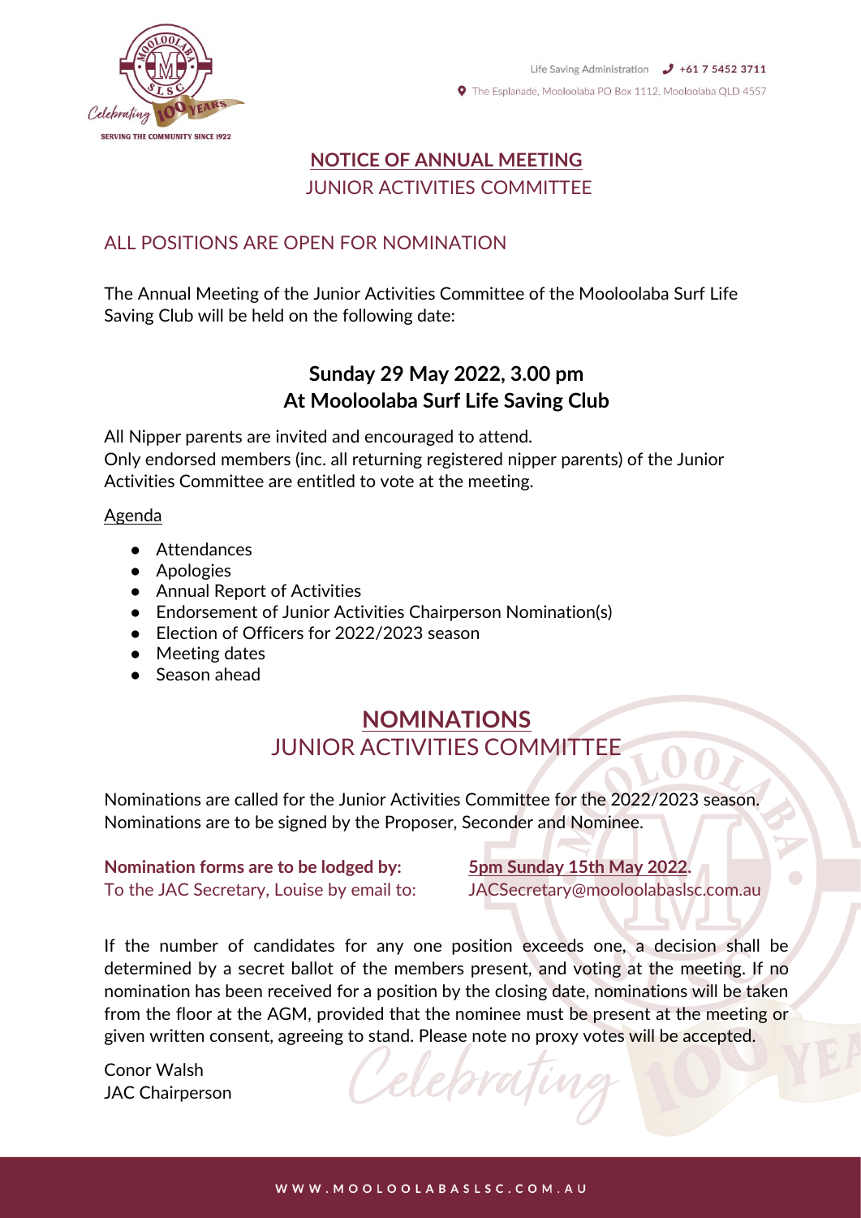Life Saving Administration +61 7 5452 3711

The Esplanade, Mooloolaba PO Box 1112, Mooloolaba QLD 4557

# NOTICE OF ANNUAL MEETING

## JUNIOR ACTIVITIES COMMITTEE

### ALL POSITIONS ARE OPEN FOR NOMINATION

The Annual Meeting of the Junior Activities Committee of the Mooloolaba Surf Life Saving Club will be held on the following date:

**Sunday 29 May 2022, 3.00 pm**
**At Mooloolaba Surf Life Saving Club**

All Nipper parents are invited and encouraged to attend.
Only endorsed members (inc. all returning registered nipper parents) of the Junior Activities Committee are entitled to vote at the meeting.

Agenda

- Attendances
- Apologies
- Annual Report of Activities
- Endorsement of Junior Activities Chairperson Nomination(s)
- Election of Officers for 2022/2023 season
- Meeting dates
- Season ahead

# NOMINATIONS

## JUNIOR ACTIVITIES COMMITTEE

Nominations are called for the Junior Activities Committee for the 2022/2023 season. Nominations are to be signed by the Proposer, Seconder and Nominee.

**Nomination forms are to be lodged by:** **5pm Sunday 15th May 2022.**
To the JAC Secretary, Louise by email to: JACSecretary@mooloolabaslsc.com.au

If the number of candidates for any one position exceeds one, a decision shall be determined by a secret ballot of the members present, and voting at the meeting. If no nomination has been received for a position by the closing date, nominations will be taken from the floor at the AGM, provided that the nominee must be present at the meeting or given written consent, agreeing to stand. Please note no proxy votes will be accepted.

Conor Walsh
JAC Chairperson

WWW.MOOLOOLABASLSC.COM.AU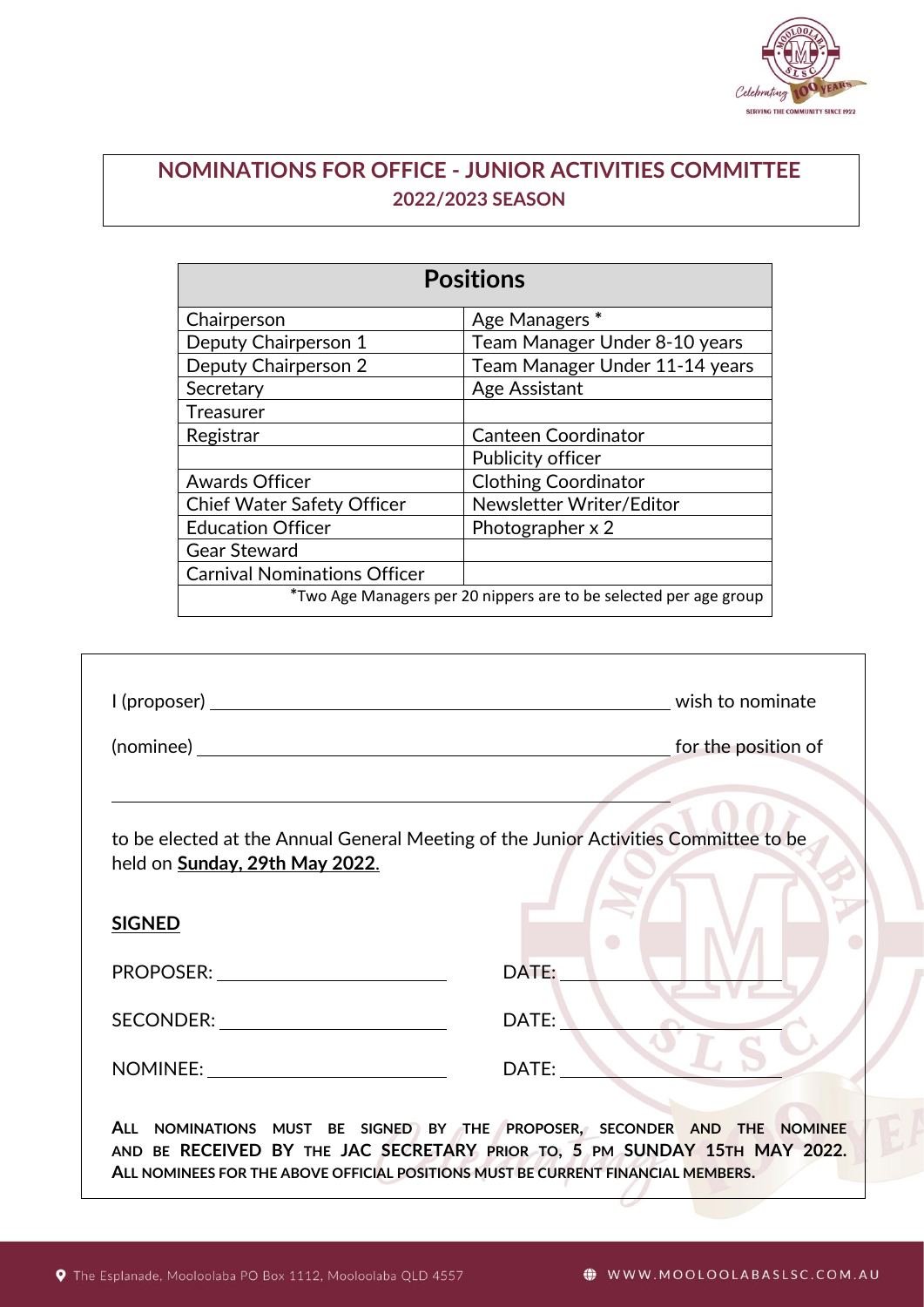# NOMINATIONS FOR OFFICE - JUNIOR ACTIVITIES COMMITTEE

## 2022/2023 SEASON

| Positions | |
|---|---|
| Chairperson | Age Managers * |
| Deputy Chairperson 1 | Team Manager Under 8-10 years |
| Deputy Chairperson 2 | Team Manager Under 11-14 years |
| Secretary | Age Assistant |
| Treasurer | |
| Registrar | Canteen Coordinator |
| | Publicity officer |
| Awards Officer | Clothing Coordinator |
| Chief Water Safety Officer | Newsletter Writer/Editor |
| Education Officer | Photographer x 2 |
| Gear Steward | |
| Carnival Nominations Officer | |
| *Two Age Managers per 20 nippers are to be selected per age group | |

I (proposer) ______________________________ wish to nominate

(nominee) ______________________________ for the position of

______________________________

to be elected at the Annual General Meeting of the Junior Activities Committee to be held on **Sunday, 29th May 2022.**

**SIGNED**

PROPOSER: ____________________ DATE: ____________________

SECONDER: ____________________ DATE: ____________________

NOMINEE: ____________________ DATE: ____________________

**ALL NOMINATIONS MUST BE SIGNED BY THE PROPOSER, SECONDER AND THE NOMINEE AND BE RECEIVED BY THE JAC SECRETARY PRIOR TO, 5 PM SUNDAY 15TH MAY 2022. ALL NOMINEES FOR THE ABOVE OFFICIAL POSITIONS MUST BE CURRENT FINANCIAL MEMBERS.**